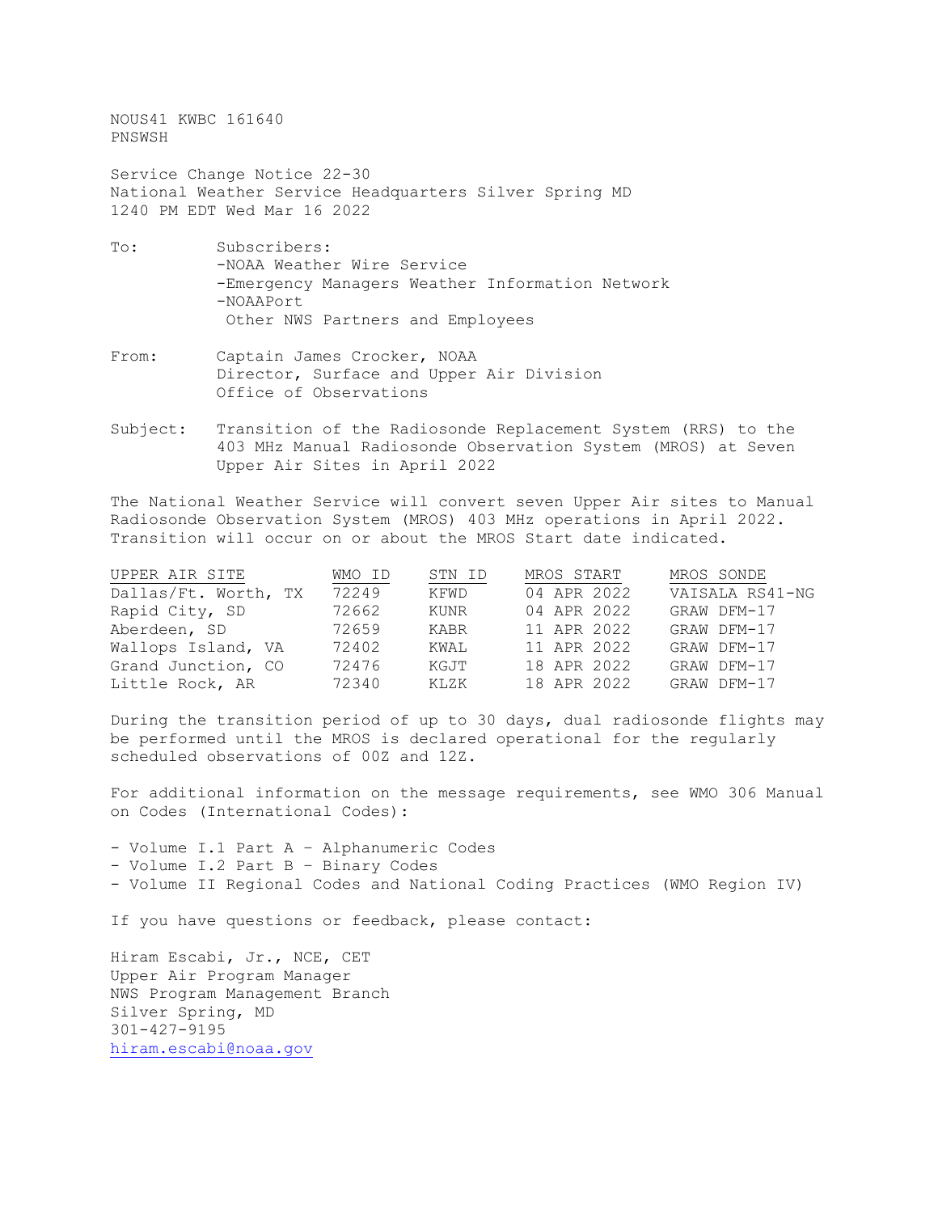NOUS41 KWBC 161640
PNSWSH

Service Change Notice 22-30
National Weather Service Headquarters Silver Spring MD
1240 PM EDT Wed Mar 16 2022

To: Subscribers:
-NOAA Weather Wire Service
-Emergency Managers Weather Information Network
-NOAAPort
Other NWS Partners and Employees

From: Captain James Crocker, NOAA
Director, Surface and Upper Air Division
Office of Observations

Subject: Transition of the Radiosonde Replacement System (RRS) to the 403 MHz Manual Radiosonde Observation System (MROS) at Seven Upper Air Sites in April 2022

The National Weather Service will convert seven Upper Air sites to Manual Radiosonde Observation System (MROS) 403 MHz operations in April 2022. Transition will occur on or about the MROS Start date indicated.

| UPPER AIR SITE | WMO ID | STN ID | MROS START | MROS SONDE |
|---|---|---|---|---|
| Dallas/Ft. Worth, TX | 72249 | KFWD | 04 APR 2022 | VAISALA RS41-NG |
| Rapid City, SD | 72662 | KUNR | 04 APR 2022 | GRAW DFM-17 |
| Aberdeen, SD | 72659 | KABR | 11 APR 2022 | GRAW DFM-17 |
| Wallops Island, VA | 72402 | KWAL | 11 APR 2022 | GRAW DFM-17 |
| Grand Junction, CO | 72476 | KGJT | 18 APR 2022 | GRAW DFM-17 |
| Little Rock, AR | 72340 | KLZK | 18 APR 2022 | GRAW DFM-17 |

During the transition period of up to 30 days, dual radiosonde flights may be performed until the MROS is declared operational for the regularly scheduled observations of 00Z and 12Z.

For additional information on the message requirements, see WMO 306 Manual on Codes (International Codes):

- Volume I.1 Part A – Alphanumeric Codes
- Volume I.2 Part B – Binary Codes
- Volume II Regional Codes and National Coding Practices (WMO Region IV)

If you have questions or feedback, please contact:

Hiram Escabi, Jr., NCE, CET
Upper Air Program Manager
NWS Program Management Branch
Silver Spring, MD
301-427-9195
hiram.escabi@noaa.gov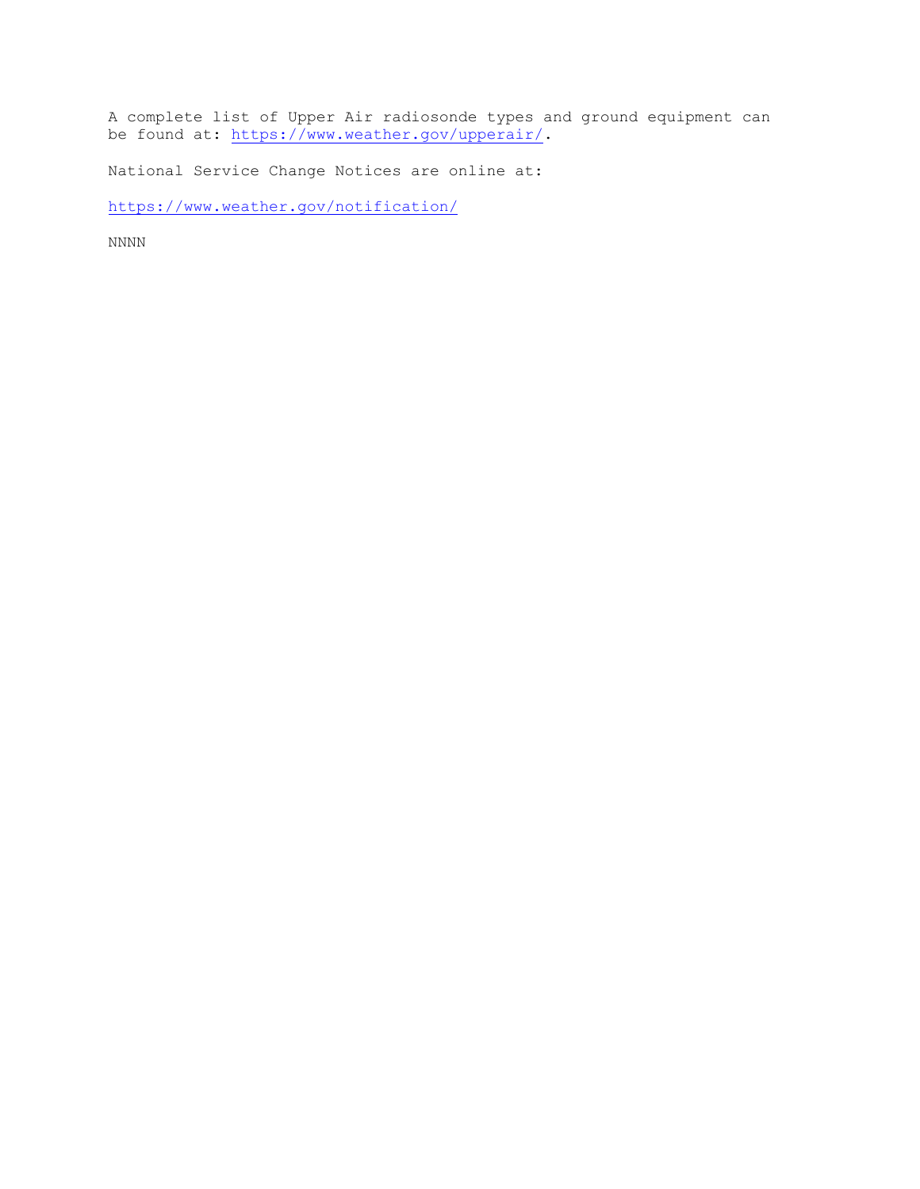A complete list of Upper Air radiosonde types and ground equipment can be found at: https://www.weather.gov/upperair/.

National Service Change Notices are online at:

https://www.weather.gov/notification/

NNNN